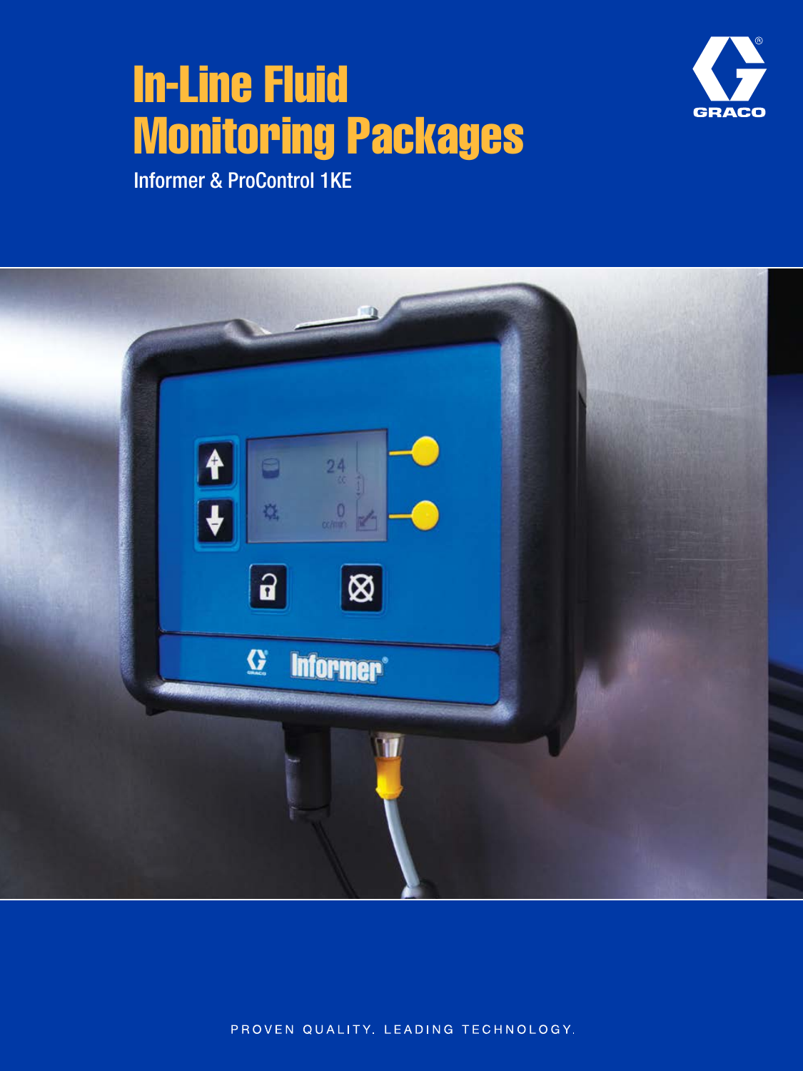# In-Line Fluid Monitoring Packages

Informer & ProControl 1KE

PROVEN QUALITY. LEADING TECHNOLOGY.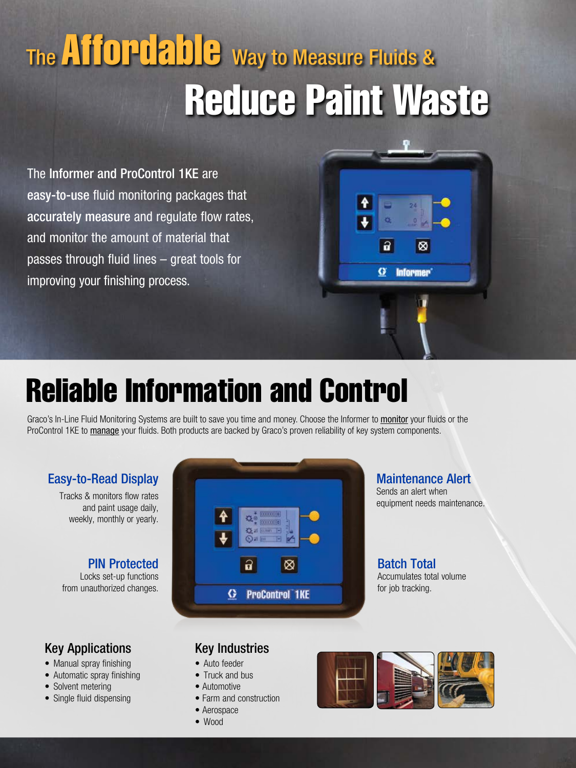# The Affordable Way to Measure Fluids & Reduce Paint Waste

The **Informer and ProControl 1KE** are **easy-to-use** fluid monitoring packages that **accurately measure** and regulate flow rates, and monitor the amount of material that passes through fluid lines – great tools for improving your finishing process.

## Reliable Information and Control

Graco's In-Line Fluid Monitoring Systems are built to save you time and money. Choose the Informer to monitor your fluids or the ProControl 1KE to manage your fluids. Both products are backed by Graco's proven reliability of key system components.

### Easy-to-Read Display

Tracks & monitors flow rates and paint usage daily, weekly, monthly or yearly.

### PIN Protected

Locks set-up functions from unauthorized changes.

### Maintenance Alert

Sends an alert when equipment needs maintenance.

### Batch Total

Accumulates total volume for job tracking.

### Key Applications

- Manual spray finishing
- Automatic spray finishing
- Solvent metering
- Single fluid dispensing

### Key Industries

- Auto feeder
- Truck and bus
- Automotive
- Farm and construction
- Aerospace
- Wood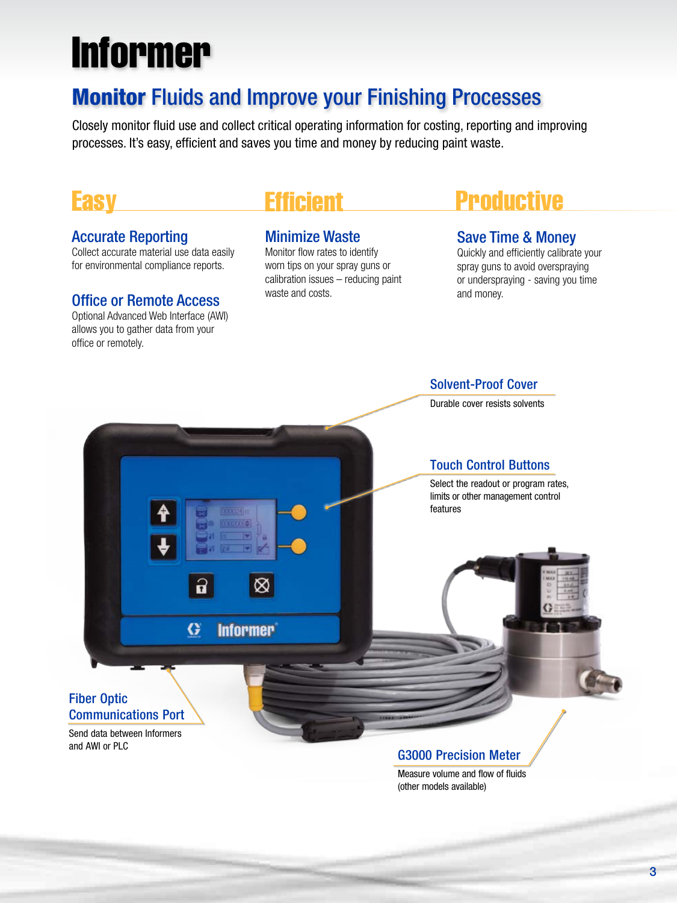# Informer

## **Monitor** Fluids and Improve your Finishing Processes

Closely monitor fluid use and collect critical operating information for costing, reporting and improving processes. It's easy, efficient and saves you time and money by reducing paint waste.

## Easy

### Accurate Reporting

Collect accurate material use data easily for environmental compliance reports.

### Office or Remote Access

Optional Advanced Web Interface (AWI) allows you to gather data from your office or remotely.

## Efficient

### Minimize Waste

Monitor flow rates to identify worn tips on your spray guns or calibration issues – reducing paint waste and costs.

## Productive

### Save Time & Money

Quickly and efficiently calibrate your spray guns to avoid overspraying or underspraying - saving you time and money.

### Solvent-Proof Cover

Durable cover resists solvents

### Touch Control Buttons

Select the readout or program rates, limits or other management control features

### Fiber Optic Communications Port

Send data between Informers and AWI or PLC

### G3000 Precision Meter

Measure volume and flow of fluids (other models available)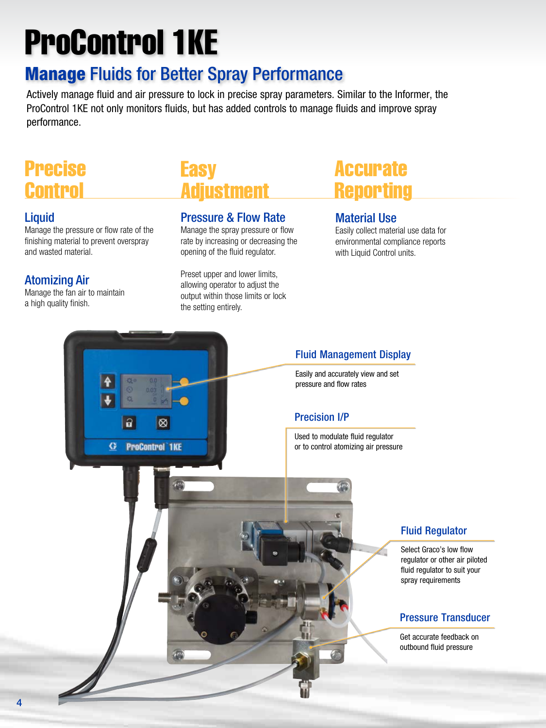# ProControl 1KE

## **Manage** Fluids for Better Spray Performance

Actively manage fluid and air pressure to lock in precise spray parameters. Similar to the Informer, the ProControl 1KE not only monitors fluids, but has added controls to manage fluids and improve spray performance.

## Precise Control

### Liquid

Manage the pressure or flow rate of the finishing material to prevent overspray and wasted material.

### Atomizing Air

Manage the fan air to maintain a high quality finish.

## Easy Adjustment

### Pressure & Flow Rate

Manage the spray pressure or flow rate by increasing or decreasing the opening of the fluid regulator.

Preset upper and lower limits, allowing operator to adjust the output within those limits or lock the setting entirely.

## Accurate Reporting

### Material Use

Easily collect material use data for environmental compliance reports with Liquid Control units.

### Fluid Management Display

Easily and accurately view and set pressure and flow rates

### Precision I/P

Used to modulate fluid regulator or to control atomizing air pressure

### Fluid Regulator

Select Graco's low flow regulator or other air piloted fluid regulator to suit your spray requirements

### Pressure Transducer

Get accurate feedback on outbound fluid pressure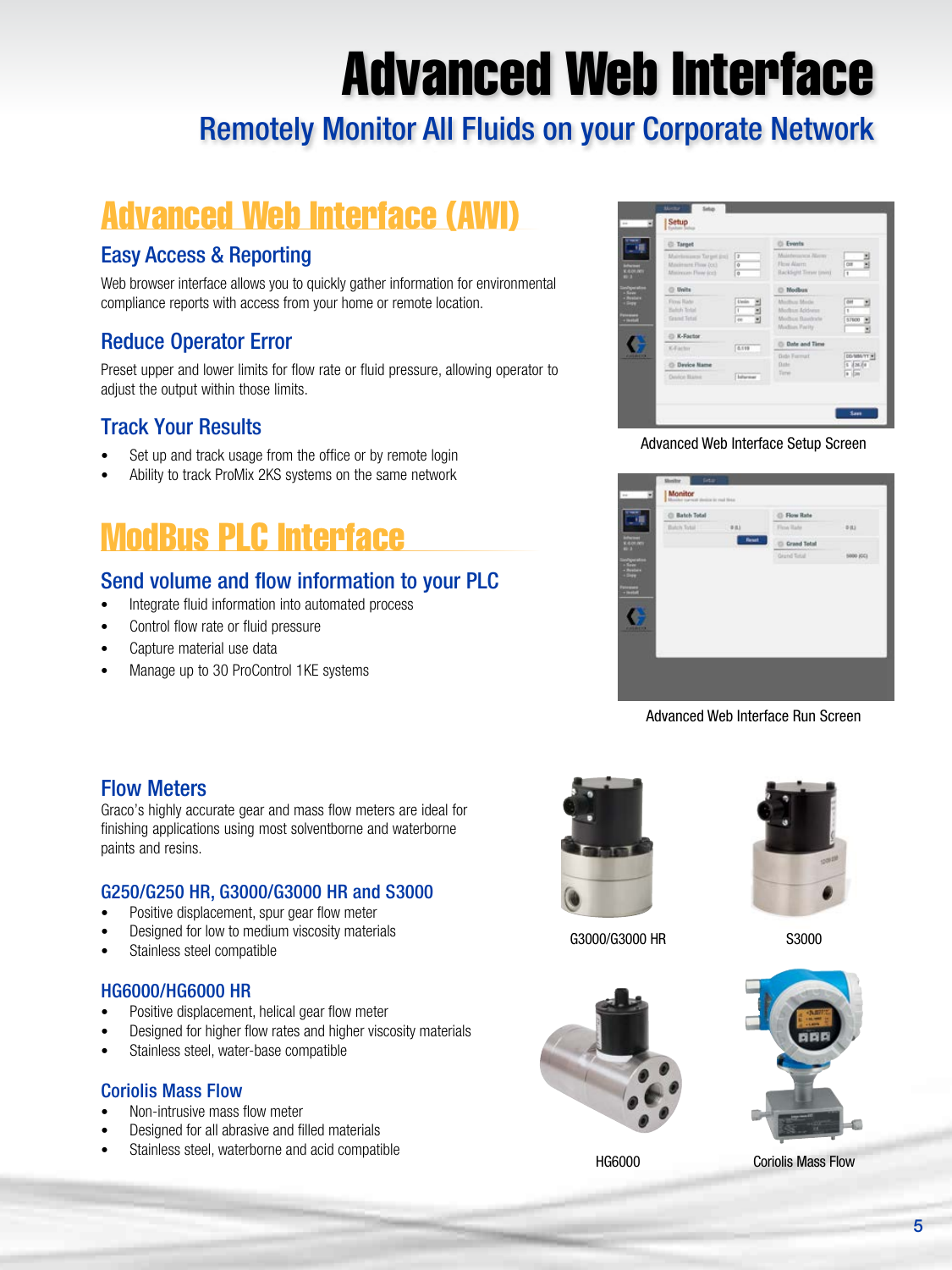# Advanced Web Interface

## Remotely Monitor All Fluids on your Corporate Network

## Advanced Web Interface (AWI)

### Easy Access & Reporting

Web browser interface allows you to quickly gather information for environmental compliance reports with access from your home or remote location.

### Reduce Operator Error

Preset upper and lower limits for flow rate or fluid pressure, allowing operator to adjust the output within those limits.

### Track Your Results

- Set up and track usage from the office or by remote login
- Ability to track ProMix 2KS systems on the same network

Advanced Web Interface Setup Screen

Advanced Web Interface Run Screen

## ModBus PLC Interface

### Send volume and flow information to your PLC

- Integrate fluid information into automated process
- Control flow rate or fluid pressure
- Capture material use data
- Manage up to 30 ProControl 1KE systems

### Flow Meters

Graco's highly accurate gear and mass flow meters are ideal for finishing applications using most solventborne and waterborne paints and resins.

#### G250/G250 HR, G3000/G3000 HR and S3000

- Positive displacement, spur gear flow meter
- Designed for low to medium viscosity materials
- Stainless steel compatible

#### HG6000/HG6000 HR

- Positive displacement, helical gear flow meter
- Designed for higher flow rates and higher viscosity materials
- Stainless steel, water-base compatible

#### Coriolis Mass Flow

- Non-intrusive mass flow meter
- Designed for all abrasive and filled materials
- Stainless steel, waterborne and acid compatible

G3000/G3000 HR

S3000

HG6000

Coriolis Mass Flow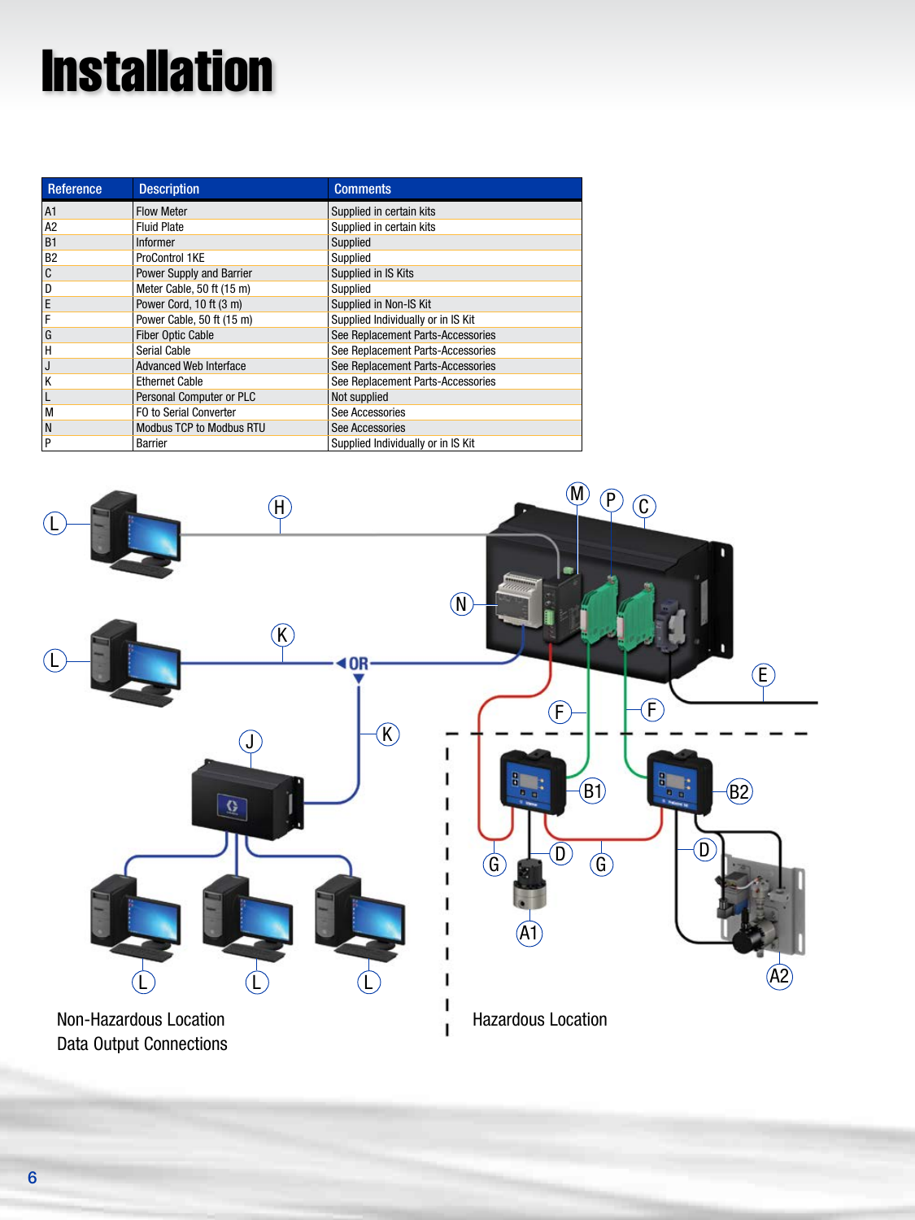# Installation

| Reference | Description | Comments |
| --- | --- | --- |
| A1 | Flow Meter | Supplied in certain kits |
| A2 | Fluid Plate | Supplied in certain kits |
| B1 | Informer | Supplied |
| B2 | ProControl 1KE | Supplied |
| C | Power Supply and Barrier | Supplied in IS Kits |
| D | Meter Cable, 50 ft (15 m) | Supplied |
| E | Power Cord, 10 ft (3 m) | Supplied in Non-IS Kit |
| F | Power Cable, 50 ft (15 m) | Supplied Individually or in IS Kit |
| G | Fiber Optic Cable | See Replacement Parts-Accessories |
| H | Serial Cable | See Replacement Parts-Accessories |
| J | Advanced Web Interface | See Replacement Parts-Accessories |
| K | Ethernet Cable | See Replacement Parts-Accessories |
| L | Personal Computer or PLC | Not supplied |
| M | FO to Serial Converter | See Accessories |
| N | Modbus TCP to Modbus RTU | See Accessories |
| P | Barrier | Supplied Individually or in IS Kit |

Non-Hazardous Location
Data Output Connections

Hazardous Location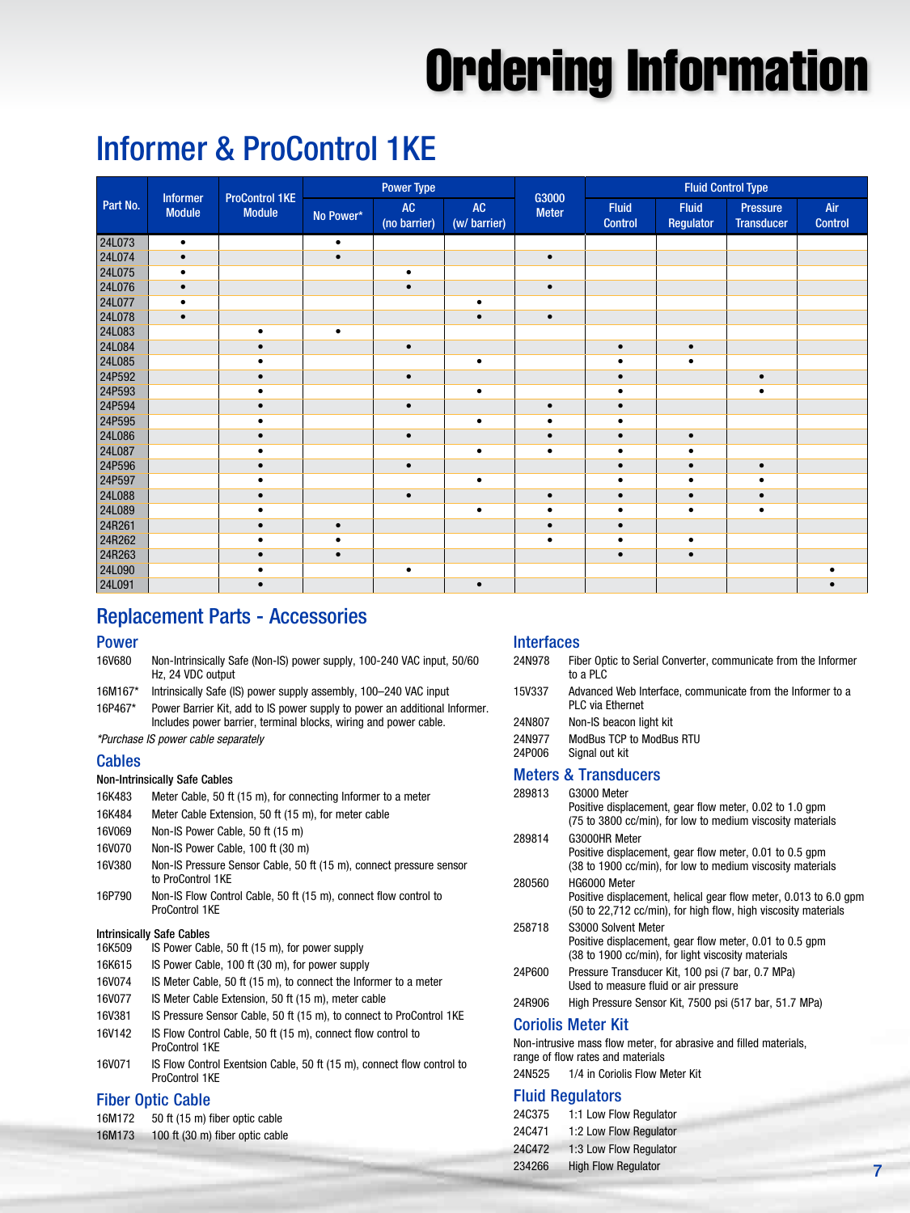# Ordering Information

## Informer & ProControl 1KE

| Part No. | Informer Module | ProControl 1KE Module | Power Type | | | G3000 Meter | Fluid Control Type | | | |
|---|---|---|---|---|---|---|---|---|---|---|
| | | | No Power* | AC (no barrier) | AC (w/ barrier) | | Fluid Control | Fluid Regulator | Pressure Transducer | Air Control |
| 24L073 | • | | • | | | | | | | |
| 24L074 | • | | • | | | • | | | | |
| 24L075 | • | | | • | | | | | | |
| 24L076 | • | | | • | | • | | | | |
| 24L077 | • | | | | • | | | | | |
| 24L078 | • | | | | • | • | | | | |
| 24L083 | | • | • | | | | | | | |
| 24L084 | | • | | • | | | • | • | | |
| 24L085 | | • | | | • | | • | • | | |
| 24P592 | | • | | • | | | • | | • | |
| 24P593 | | • | | | • | | • | | • | |
| 24P594 | | • | | • | | • | • | | | |
| 24P595 | | • | | | • | • | • | | | |
| 24L086 | | • | | • | | • | • | • | | |
| 24L087 | | • | | | • | • | • | • | | |
| 24P596 | | • | | • | | | • | • | • | |
| 24P597 | | • | | | • | | • | • | • | |
| 24L088 | | • | | • | | • | • | • | • | |
| 24L089 | | • | | | • | • | • | • | • | |
| 24R261 | | • | • | | | • | • | | | |
| 24R262 | | • | • | | | • | • | • | | |
| 24R263 | | • | • | | | | • | • | | |
| 24L090 | | • | | • | | | | | | • |
| 24L091 | | • | | | • | | | | | • |

## Replacement Parts - Accessories

### Power

16V680 Non-Intrinsically Safe (Non-IS) power supply, 100-240 VAC input, 50/60 Hz, 24 VDC output

16M167* Intrinsically Safe (IS) power supply assembly, 100–240 VAC input

16P467* Power Barrier Kit, add to IS power supply to power an additional Informer. Includes power barrier, terminal blocks, wiring and power cable.

*Purchase IS power cable separately*

### Cables

**Non-Intrinsically Safe Cables**

16K483 Meter Cable, 50 ft (15 m), for connecting Informer to a meter

16K484 Meter Cable Extension, 50 ft (15 m), for meter cable

16V069 Non-IS Power Cable, 50 ft (15 m)

16V070 Non-IS Power Cable, 100 ft (30 m)

16V380 Non-IS Pressure Sensor Cable, 50 ft (15 m), connect pressure sensor to ProControl 1KE

16P790 Non-IS Flow Control Cable, 50 ft (15 m), connect flow control to ProControl 1KE

**Intrinsically Safe Cables**

16K509 IS Power Cable, 50 ft (15 m), for power supply

16K615 IS Power Cable, 100 ft (30 m), for power supply

16V074 IS Meter Cable, 50 ft (15 m), to connect the Informer to a meter

16V077 IS Meter Cable Extension, 50 ft (15 m), meter cable

16V381 IS Pressure Sensor Cable, 50 ft (15 m), to connect to ProControl 1KE

16V142 IS Flow Control Cable, 50 ft (15 m), connect flow control to ProControl 1KE

16V071 IS Flow Control Exentsion Cable, 50 ft (15 m), connect flow control to ProControl 1KE

### Fiber Optic Cable

16M172 50 ft (15 m) fiber optic cable

16M173 100 ft (30 m) fiber optic cable

### Interfaces

24N978 Fiber Optic to Serial Converter, communicate from the Informer to a PLC

15V337 Advanced Web Interface, communicate from the Informer to a PLC via Ethernet

24N807 Non-IS beacon light kit

24N977 ModBus TCP to ModBus RTU

24P006 Signal out kit

### Meters & Transducers

289813 G3000 Meter
Positive displacement, gear flow meter, 0.02 to 1.0 gpm (75 to 3800 cc/min), for low to medium viscosity materials

289814 G3000HR Meter
Positive displacement, gear flow meter, 0.01 to 0.5 gpm (38 to 1900 cc/min), for low to medium viscosity materials

280560 HG6000 Meter
Positive displacement, helical gear flow meter, 0.013 to 6.0 gpm (50 to 22,712 cc/min), for high flow, high viscosity materials

258718 S3000 Solvent Meter
Positive displacement, gear flow meter, 0.01 to 0.5 gpm (38 to 1900 cc/min), for light viscosity materials

24P600 Pressure Transducer Kit, 100 psi (7 bar, 0.7 MPa)
Used to measure fluid or air pressure

24R906 High Pressure Sensor Kit, 7500 psi (517 bar, 51.7 MPa)

### Coriolis Meter Kit

Non-intrusive mass flow meter, for abrasive and filled materials, range of flow rates and materials

24N525 1/4 in Coriolis Flow Meter Kit

### Fluid Regulators

24C375 1:1 Low Flow Regulator

24C471 1:2 Low Flow Regulator

24C472 1:3 Low Flow Regulator

234266 High Flow Regulator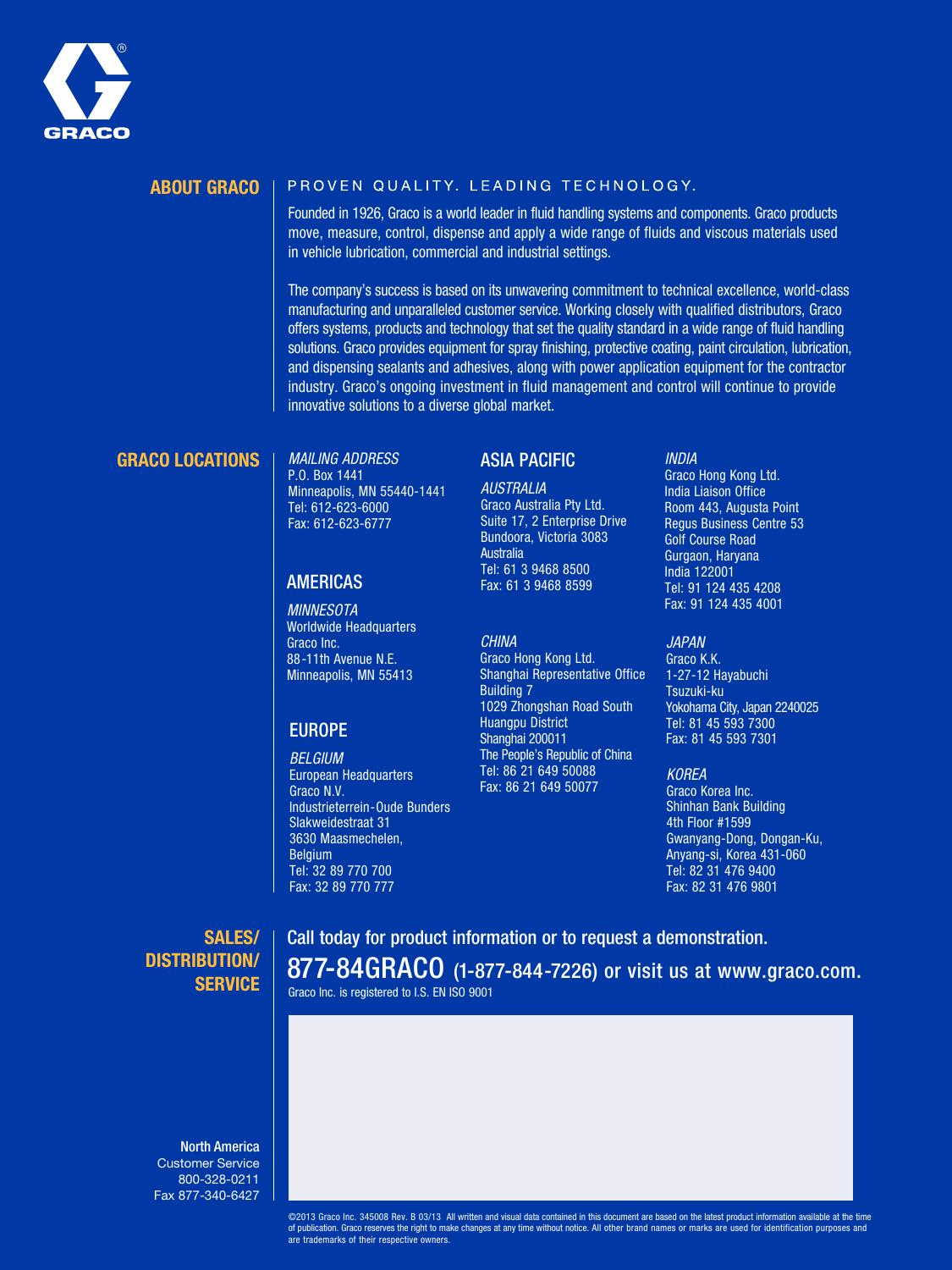GRACO

## ABOUT GRACO

PROVEN QUALITY. LEADING TECHNOLOGY.

Founded in 1926, Graco is a world leader in fluid handling systems and components. Graco products move, measure, control, dispense and apply a wide range of fluids and viscous materials used in vehicle lubrication, commercial and industrial settings.

The company's success is based on its unwavering commitment to technical excellence, world-class manufacturing and unparalleled customer service. Working closely with qualified distributors, Graco offers systems, products and technology that set the quality standard in a wide range of fluid handling solutions. Graco provides equipment for spray finishing, protective coating, paint circulation, lubrication, and dispensing sealants and adhesives, along with power application equipment for the contractor industry. Graco's ongoing investment in fluid management and control will continue to provide innovative solutions to a diverse global market.

## GRACO LOCATIONS

*MAILING ADDRESS*
P.O. Box 1441
Minneapolis, MN 55440-1441
Tel: 612-623-6000
Fax: 612-623-6777

### AMERICAS

*MINNESOTA*
Worldwide Headquarters
Graco Inc.
88-11th Avenue N.E.
Minneapolis, MN 55413

### EUROPE

*BELGIUM*
European Headquarters
Graco N.V.
Industrieterrein-Oude Bunders
Slakweidestraat 31
3630 Maasmechelen,
Belgium
Tel: 32 89 770 700
Fax: 32 89 770 777

### ASIA PACIFIC

*AUSTRALIA*
Graco Australia Pty Ltd.
Suite 17, 2 Enterprise Drive
Bundoora, Victoria 3083
Australia
Tel: 61 3 9468 8500
Fax: 61 3 9468 8599

*CHINA*
Graco Hong Kong Ltd.
Shanghai Representative Office
Building 7
1029 Zhongshan Road South
Huangpu District
Shanghai 200011
The People's Republic of China
Tel: 86 21 649 50088
Fax: 86 21 649 50077

*INDIA*
Graco Hong Kong Ltd.
India Liaison Office
Room 443, Augusta Point
Regus Business Centre 53
Golf Course Road
Gurgaon, Haryana
India 122001
Tel: 91 124 435 4208
Fax: 91 124 435 4001

*JAPAN*
Graco K.K.
1-27-12 Hayabuchi
Tsuzuki-ku
Yokohama City, Japan 2240025
Tel: 81 45 593 7300
Fax: 81 45 593 7301

*KOREA*
Graco Korea Inc.
Shinhan Bank Building
4th Floor #1599
Gwanyang-Dong, Dongan-Ku,
Anyang-si, Korea 431-060
Tel: 82 31 476 9400
Fax: 82 31 476 9801

## SALES/ DISTRIBUTION/ SERVICE

Call today for product information or to request a demonstration.

**877-84GRACO** (1-877-844-7226) or visit us at www.graco.com.

Graco Inc. is registered to I.S. EN ISO 9001

**North America**
Customer Service
800-328-0211
Fax 877-340-6427

©2013 Graco Inc. 345008 Rev. B 03/13 All written and visual data contained in this document are based on the latest product information available at the time of publication. Graco reserves the right to make changes at any time without notice. All other brand names or marks are used for identification purposes and are trademarks of their respective owners.